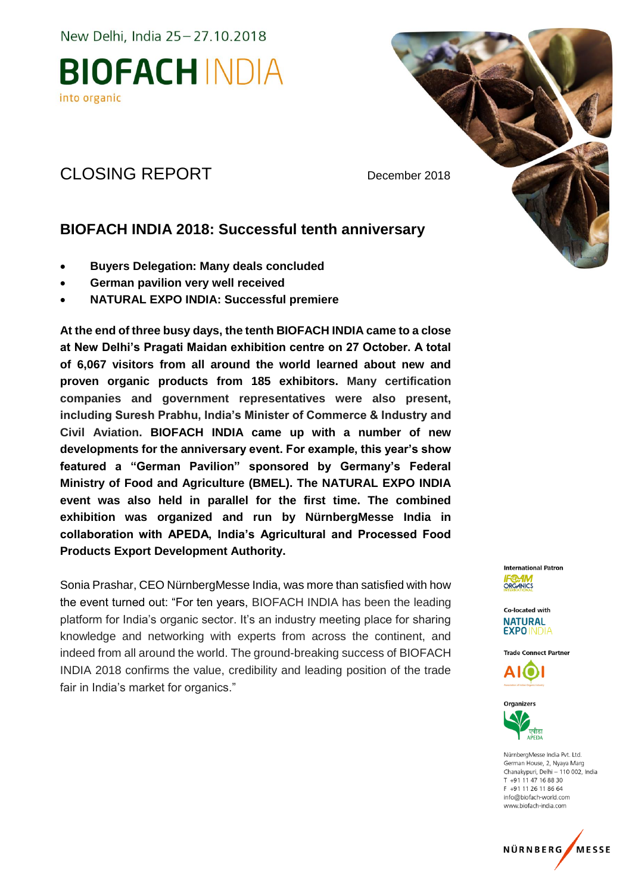New Delhi, India 25 – 27.10.2018

**BIOFACH** INDIA

into organic

# CLOSING REPORT

December 2018

## BIOFACH INDIA 2018: Successful tenth anniversary

- **Buyers Delegation: Many deals concluded**
- **German pavilion very well received**
- **NATURAL EXPO INDIA: Successful premiere**

**At the end of three busy days, the tenth BIOFACH INDIA came to a close at New Delhi's Pragati Maidan exhibition centre on 27 October. A total of 6,067 visitors from all around the world learned about new and proven organic products from 185 exhibitors. Many certification companies and government representatives were also present, including Suresh Prabhu, India's Minister of Commerce & Industry and Civil Aviation. BIOFACH INDIA came up with a number of new developments for the anniversary event. For example, this year's show featured a "German Pavilion" sponsored by Germany's Federal Ministry of Food and Agriculture (BMEL). The NATURAL EXPO INDIA event was also held in parallel for the first time. The combined exhibition was organized and run by NürnbergMesse India in collaboration with APEDA, India's Agricultural and Processed Food Products Export Development Authority.**

Sonia Prashar, CEO NürnbergMesse India, was more than satisfied with how the event turned out: "For ten years, BIOFACH INDIA has been the leading platform for India's organic sector. It's an industry meeting place for sharing knowledge and networking with experts from across the continent, and indeed from all around the world. The ground-breaking success of BIOFACH INDIA 2018 confirms the value, credibility and leading position of the trade fair in India's market for organics."

International Patron
IFOAM ORGANICS INTERNATIONAL

Co-located with
NATURAL EXPO INDIA

Trade Connect Partner
AIOI

Organizers
APEDA

NürnbergMesse India Pvt. Ltd.
German House, 2, Nyaya Marg
Chanakypuri, Delhi – 110 002, India
T +91 11 47 16 88 30
F +91 11 26 11 86 64
info@biofach-world.com
www.biofach-india.com

NÜRNBERG MESSE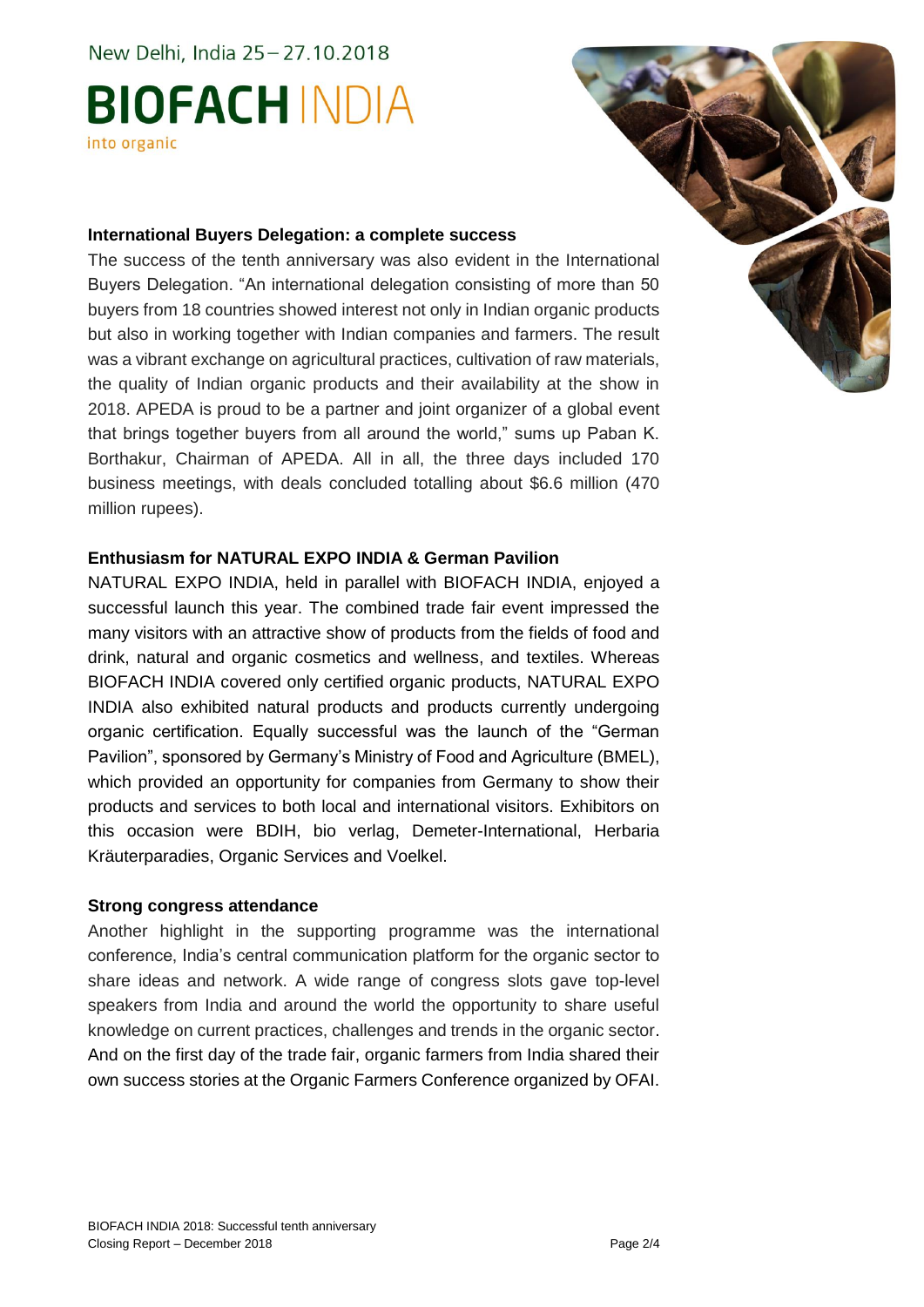### International Buyers Delegation: a complete success

The success of the tenth anniversary was also evident in the International Buyers Delegation. "An international delegation consisting of more than 50 buyers from 18 countries showed interest not only in Indian organic products but also in working together with Indian companies and farmers. The result was a vibrant exchange on agricultural practices, cultivation of raw materials, the quality of Indian organic products and their availability at the show in 2018. APEDA is proud to be a partner and joint organizer of a global event that brings together buyers from all around the world," sums up Paban K. Borthakur, Chairman of APEDA. All in all, the three days included 170 business meetings, with deals concluded totalling about $6.6 million (470 million rupees).

### Enthusiasm for NATURAL EXPO INDIA & German Pavilion

NATURAL EXPO INDIA, held in parallel with BIOFACH INDIA, enjoyed a successful launch this year. The combined trade fair event impressed the many visitors with an attractive show of products from the fields of food and drink, natural and organic cosmetics and wellness, and textiles. Whereas BIOFACH INDIA covered only certified organic products, NATURAL EXPO INDIA also exhibited natural products and products currently undergoing organic certification. Equally successful was the launch of the "German Pavilion", sponsored by Germany's Ministry of Food and Agriculture (BMEL), which provided an opportunity for companies from Germany to show their products and services to both local and international visitors. Exhibitors on this occasion were BDIH, bio verlag, Demeter-International, Herbaria Kräuterparadies, Organic Services and Voelkel.

### Strong congress attendance

Another highlight in the supporting programme was the international conference, India's central communication platform for the organic sector to share ideas and network. A wide range of congress slots gave top-level speakers from India and around the world the opportunity to share useful knowledge on current practices, challenges and trends in the organic sector. And on the first day of the trade fair, organic farmers from India shared their own success stories at the Organic Farmers Conference organized by OFAI.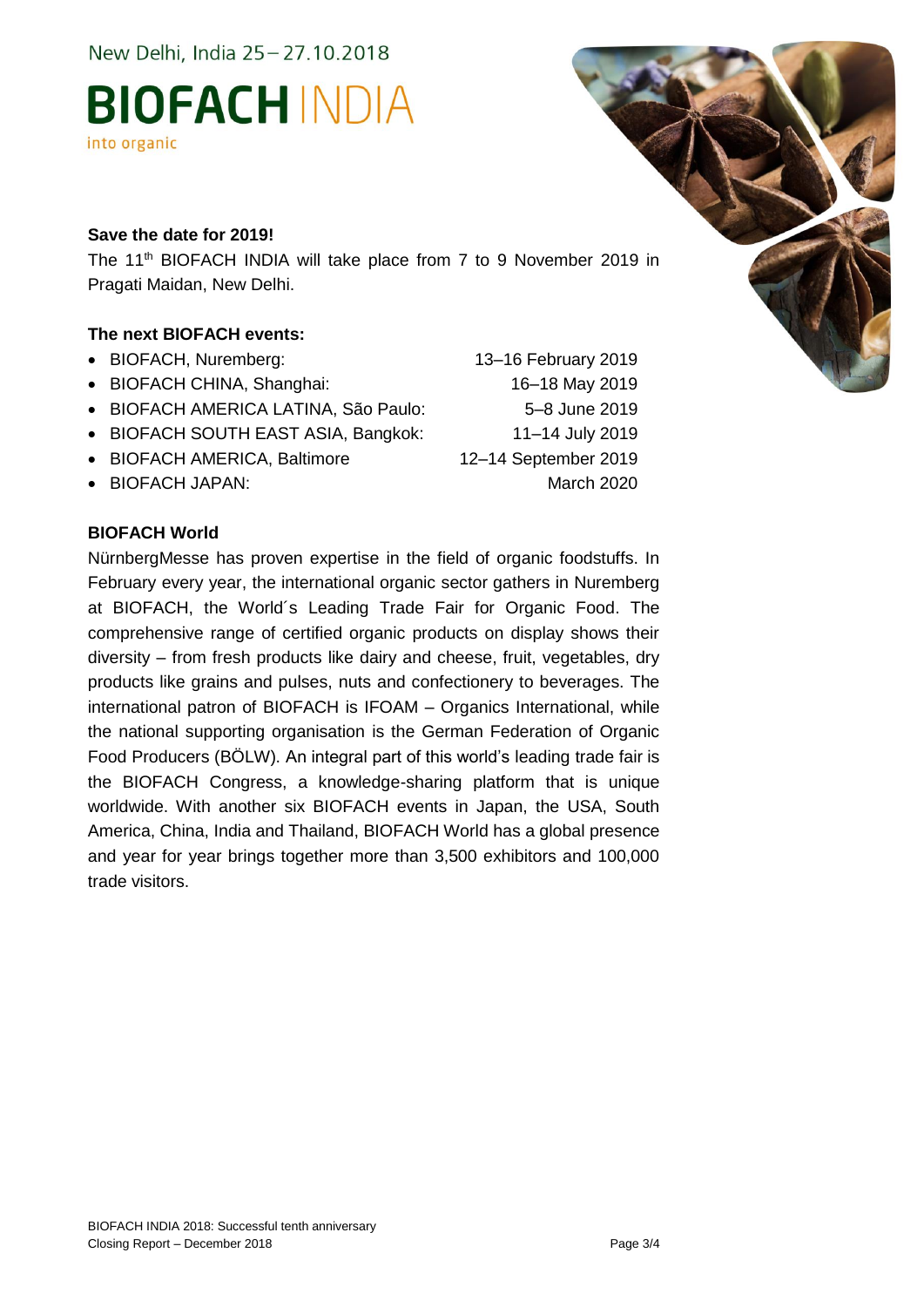New Delhi, India 25 – 27.10.2018

**BIOFACH** INDIA

into organic

**Save the date for 2019!**

The 11th BIOFACH INDIA will take place from 7 to 9 November 2019 in Pragati Maidan, New Delhi.

**The next BIOFACH events:**

- BIOFACH, Nuremberg: 13–16 February 2019
- BIOFACH CHINA, Shanghai: 16–18 May 2019
- BIOFACH AMERICA LATINA, São Paulo: 5–8 June 2019
- BIOFACH SOUTH EAST ASIA, Bangkok: 11–14 July 2019
- BIOFACH AMERICA, Baltimore 12–14 September 2019
- BIOFACH JAPAN: March 2020

**BIOFACH World**

NürnbergMesse has proven expertise in the field of organic foodstuffs. In February every year, the international organic sector gathers in Nuremberg at BIOFACH, the World´s Leading Trade Fair for Organic Food. The comprehensive range of certified organic products on display shows their diversity – from fresh products like dairy and cheese, fruit, vegetables, dry products like grains and pulses, nuts and confectionery to beverages. The international patron of BIOFACH is IFOAM – Organics International, while the national supporting organisation is the German Federation of Organic Food Producers (BÖLW). An integral part of this world's leading trade fair is the BIOFACH Congress, a knowledge-sharing platform that is unique worldwide. With another six BIOFACH events in Japan, the USA, South America, China, India and Thailand, BIOFACH World has a global presence and year for year brings together more than 3,500 exhibitors and 100,000 trade visitors.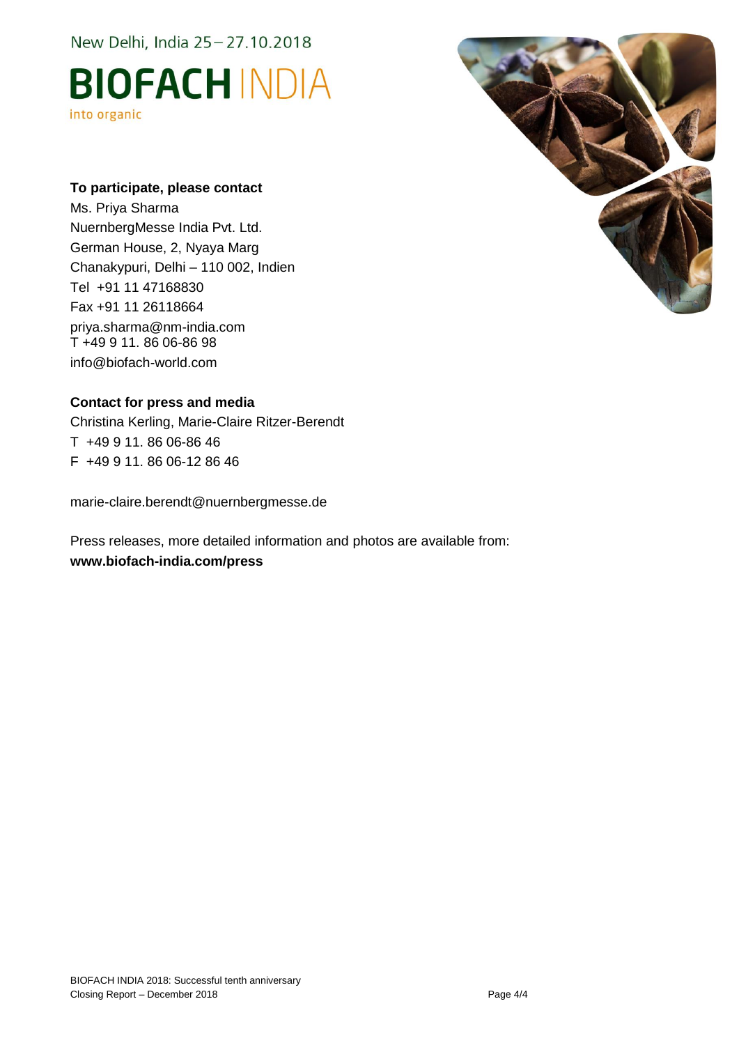New Delhi, India 25 – 27.10.2018

**BIOFACH** INDIA

into organic

**To participate, please contact**
Ms. Priya Sharma
NuernbergMesse India Pvt. Ltd.
German House, 2, Nyaya Marg
Chanakypuri, Delhi – 110 002, Indien
Tel +91 11 47168830
Fax +91 11 26118664
priya.sharma@nm-india.com
T +49 9 11. 86 06-86 98
info@biofach-world.com

**Contact for press and media**
Christina Kerling, Marie-Claire Ritzer-Berendt
T +49 9 11. 86 06-86 46
F +49 9 11. 86 06-12 86 46

marie-claire.berendt@nuernbergmesse.de

Press releases, more detailed information and photos are available from:
**www.biofach-india.com/press**